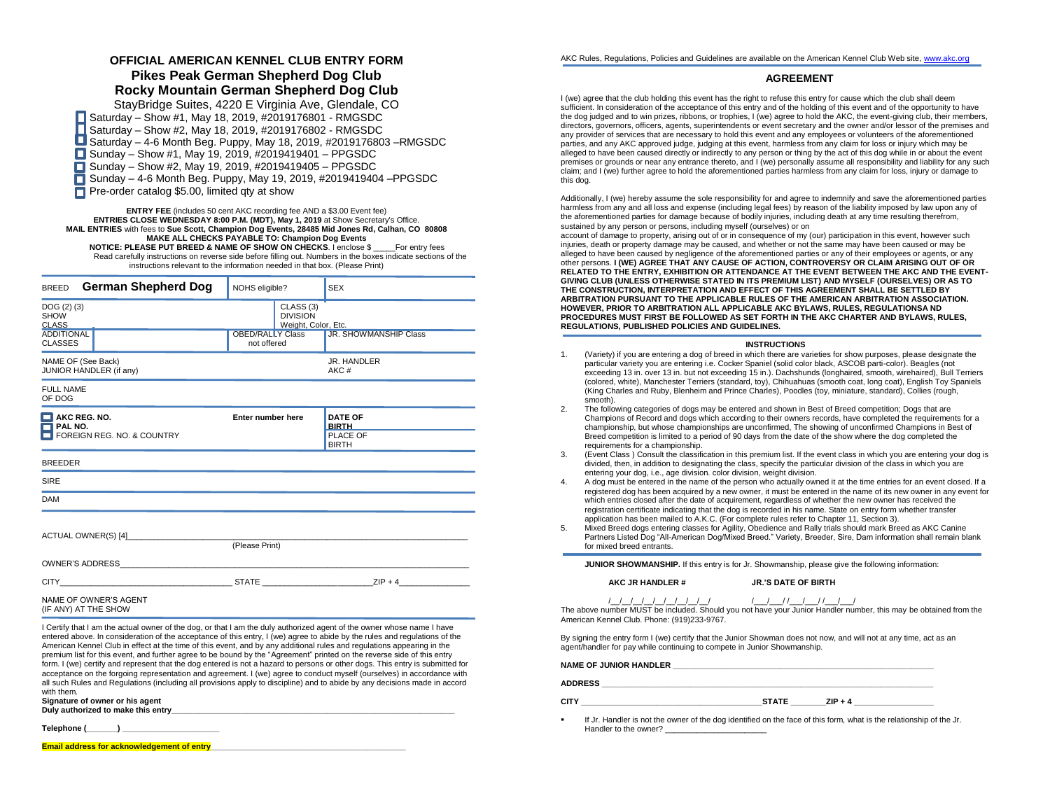# OFFICIAL AMERICAN KENNEL CLUB ENTRY FORM

## Pikes Peak German Shepherd Dog Club

## Rocky Mountain German Shepherd Dog Club

StayBridge Suites, 4220 E Virginia Ave, Glendale, CO

- ☐ Saturday – Show #1, May 18, 2019, #2019176801 - RMGSDC
- ☐ Saturday – Show #2, May 18, 2019, #2019176802 - RMGSDC
- ☐ Saturday – 4-6 Month Beg. Puppy, May 18, 2019, #2019176803 –RMGSDC
- ☐ Sunday – Show #1, May 19, 2019, #2019419401 – PPGSDC
- ☐ Sunday – Show #2, May 19, 2019, #2019419405 – PPGSDC
- ☐ Sunday – 4-6 Month Beg. Puppy, May 19, 2019, #2019419404 –PPGSDC
- ☐ Pre-order catalog $5.00, limited qty at show

**ENTRY FEE** (includes 50 cent AKC recording fee AND a $3.00 Event fee)
**ENTRIES CLOSE WEDNESDAY 8:00 P.M. (MDT), May 1, 2019** at Show Secretary's Office.
**MAIL ENTRIES** with fees to **Sue Scott, Champion Dog Events, 28485 Mid Jones Rd, Calhan, CO 80808**
**MAKE ALL CHECKS PAYABLE TO: Champion Dog Events**
**NOTICE: PLEASE PUT BREED & NAME OF SHOW ON CHECKS**. I enclose $ _____For entry fees
Read carefully instructions on reverse side before filling out. Numbers in the boxes indicate sections of the instructions relevant to the information needed in that box. (Please Print)

| | | | |
|---|---|---|---|
| BREED **German Shepherd Dog** | NOHS eligible? | | SEX |
| DOG (2) (3) SHOW CLASS | | CLASS (3) DIVISION Weight, Color, Etc. | |
| ADDITIONAL CLASSES | OBED/RALLY Class not offered | | JR. SHOWMANSHIP Class |
| NAME OF (See Back) JUNIOR HANDLER (if any) | | | JR. HANDLER AKC # |
| FULL NAME OF DOG | | | |
| ☐ AKC REG. NO. ☐ PAL NO. ☐ FOREIGN REG. NO. & COUNTRY | Enter number here | | DATE OF BIRTH / PLACE OF BIRTH |
| BREEDER | | | |
| SIRE | | | |
| DAM | | | |

ACTUAL OWNER(S) [4]________________________________________
(Please Print)

OWNER'S ADDRESS________________________________________

CITY______________________ STATE ________________ZIP + 4______________

NAME OF OWNER'S AGENT
(IF ANY) AT THE SHOW

I Certify that I am the actual owner of the dog, or that I am the duly authorized agent of the owner whose name I have entered above. In consideration of the acceptance of this entry, I (we) agree to abide by the rules and regulations of the American Kennel Club in effect at the time of this event, and by any additional rules and regulations appearing in the premium list for this event, and further agree to be bound by the "Agreement" printed on the reverse side of this entry form. I (we) certify and represent that the dog entered is not a hazard to persons or other dogs. This entry is submitted for acceptance on the forgoing representation and agreement. I (we) agree to conduct myself (ourselves) in accordance with all such Rules and Regulations (including all provisions apply to discipline) and to abide by any decisions made in accord with them.

**Signature of owner or his agent**
**Duly authorized to make this entry**________________________________________

**Telephone (_______)** ____________________

**Email address for acknowledgement of entry** ________________________________

AKC Rules, Regulations, Policies and Guidelines are available on the American Kennel Club Web site, www.akc.org

## AGREEMENT

I (we) agree that the club holding this event has the right to refuse this entry for cause which the club shall deem sufficient. In consideration of the acceptance of this entry and of the holding of this event and of the opportunity to have the dog judged and to win prizes, ribbons, or trophies, I (we) agree to hold the AKC, the event-giving club, their members, directors, governors, officers, agents, superintendents or event secretary and the owner and/or lessor of the premises and any provider of services that are necessary to hold this event and any employees or volunteers of the aforementioned parties, and any AKC approved judge, judging at this event, harmless from any claim for loss or injury which may be alleged to have been caused directly or indirectly to any person or thing by the act of this dog while in or about the event premises or grounds or near any entrance thereto, and I (we) personally assume all responsibility and liability for any such claim; and I (we) further agree to hold the aforementioned parties harmless from any claim for loss, injury or damage to this dog.

Additionally, I (we) hereby assume the sole responsibility for and agree to indemnify and save the aforementioned parties harmless from any and all loss and expense (including legal fees) by reason of the liability imposed by law upon any of the aforementioned parties for damage because of bodily injuries, including death at any time resulting therefrom, sustained by any person or persons, including myself (ourselves) or on account of damage to property, arising out of or in consequence of my (our) participation in this event, however such injuries, death or property damage may be caused, and whether or not the same may have been caused or may be alleged to have been caused by negligence of the aforementioned parties or any of their employees or agents, or any other persons. **I (WE) AGREE THAT ANY CAUSE OF ACTION, CONTROVERSY OR CLAIM ARISING OUT OF OR RELATED TO THE ENTRY, EXHIBITION OR ATTENDANCE AT THE EVENT BETWEEN THE AKC AND THE EVENT-GIVING CLUB (UNLESS OTHERWISE STATED IN ITS PREMIUM LIST) AND MYSELF (OURSELVES) OR AS TO THE CONSTRUCTION, INTERPRETATION AND EFFECT OF THIS AGREEMENT SHALL BE SETTLED BY ARBITRATION PURSUANT TO THE APPLICABLE RULES OF THE AMERICAN ARBITRATION ASSOCIATION. HOWEVER, PRIOR TO ARBITRATION ALL APPLICABLE AKC BYLAWS, RULES, REGULATIONSA ND PROCEDURES MUST FIRST BE FOLLOWED AS SET FORTH IN THE AKC CHARTER AND BYLAWS, RULES, REGULATIONS, PUBLISHED POLICIES AND GUIDELINES.**

### INSTRUCTIONS

1. (Variety) if you are entering a dog of breed in which there are varieties for show purposes, please designate the particular variety you are entering i.e. Cocker Spaniel (solid color black, ASCOB parti-color). Beagles (not exceeding 13 in. over 13 in. but not exceeding 15 in.). Dachshunds (longhaired, smooth, wirehaired), Bull Terriers (colored, white), Manchester Terriers (standard, toy), Chihuahuas (smooth coat, long coat), English Toy Spaniels (King Charles and Ruby, Blenheim and Prince Charles), Poodles (toy, miniature, standard), Collies (rough, smooth).
2. The following categories of dogs may be entered and shown in Best of Breed competition; Dogs that are Champions of Record and dogs which according to their owners records, have completed the requirements for a championship, but whose championships are unconfirmed, The showing of unconfirmed Champions in Best of Breed competition is limited to a period of 90 days from the date of the show where the dog completed the requirements for a championship.
3. (Event Class ) Consult the classification in this premium list. If the event class in which you are entering your dog is divided, then, in addition to designating the class, specify the particular division of the class in which you are entering your dog, i.e., age division. color division, weight division.
4. A dog must be entered in the name of the person who actually owned it at the time entries for an event closed. If a registered dog has been acquired by a new owner, it must be entered in the name of its new owner in any event for which entries closed after the date of acquirement, regardless of whether the new owner has received the registration certificate indicating that the dog is recorded in his name. State on entry form whether transfer application has been mailed to A.K.C. (For complete rules refer to Chapter 11, Section 3).
5. Mixed Breed dogs entering classes for Agility, Obedience and Rally trials should mark Breed as AKC Canine Partners Listed Dog "All-American Dog/Mixed Breed." Variety, Breeder, Sire, Dam information shall remain blank for mixed breed entrants.

**JUNIOR SHOWMANSHIP.** If this entry is for Jr. Showmanship, please give the following information:

**AKC JR HANDLER #** /__/__/__/__/__/__/__/__/__/  **JR.'S DATE OF BIRTH** /___/___/ /___/___/ /___/___/

The above number MUST be included. Should you not have your Junior Handler number, this may be obtained from the American Kennel Club. Phone: (919)233-9767.

By signing the entry form I (we) certify that the Junior Showman does not now, and will not at any time, act as an agent/handler for pay while continuing to compete in Junior Showmanship.

**NAME OF JUNIOR HANDLER** ________________________________________

**ADDRESS** ________________________________________

**CITY** ______________________ **STATE** ________ **ZIP + 4** ______________

- If Jr. Handler is not the owner of the dog identified on the face of this form, what is the relationship of the Jr. Handler to the owner? ____________________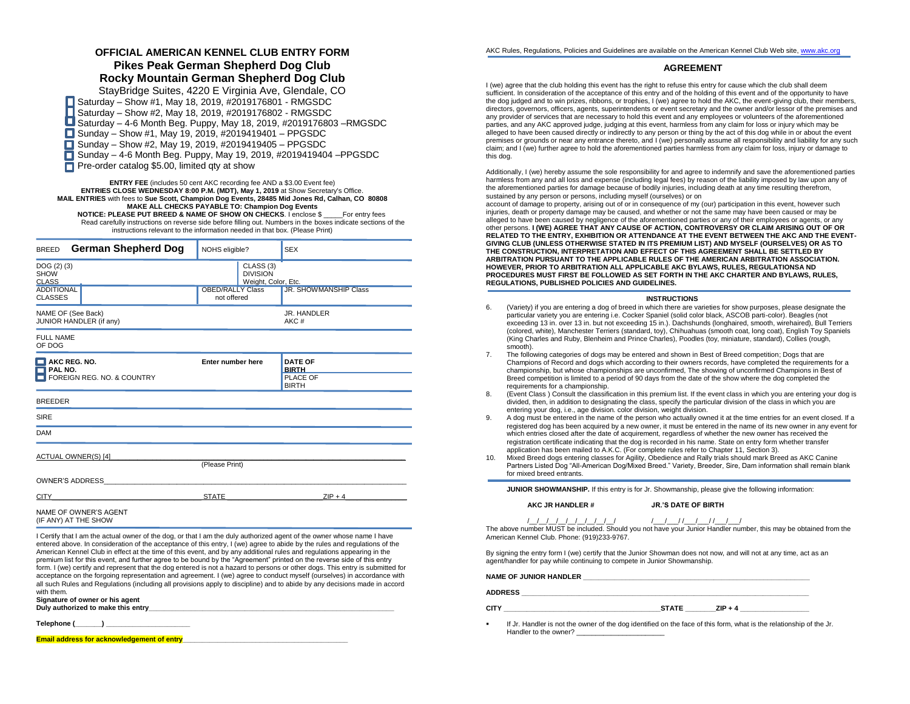# OFFICIAL AMERICAN KENNEL CLUB ENTRY FORM

## Pikes Peak German Shepherd Dog Club

## Rocky Mountain German Shepherd Dog Club

StayBridge Suites, 4220 E Virginia Ave, Glendale, CO

- ☐ Saturday – Show #1, May 18, 2019, #2019176801 - RMGSDC
- ☐ Saturday – Show #2, May 18, 2019, #2019176802 - RMGSDC
- ☐ Saturday – 4-6 Month Beg. Puppy, May 18, 2019, #2019176803 –RMGSDC
- ☐ Sunday – Show #1, May 19, 2019, #2019419401 – PPGSDC
- ☐ Sunday – Show #2, May 19, 2019, #2019419405 – PPGSDC
- ☐ Sunday – 4-6 Month Beg. Puppy, May 19, 2019, #2019419404 –PPGSDC
- ☐ Pre-order catalog $5.00, limited qty at show

**ENTRY FEE** (includes 50 cent AKC recording fee AND a $3.00 Event fee)
**ENTRIES CLOSE WEDNESDAY 8:00 P.M. (MDT), May 1, 2019** at Show Secretary's Office.
**MAIL ENTRIES** with fees to **Sue Scott, Champion Dog Events, 28485 Mid Jones Rd, Calhan, CO 80808**
**MAKE ALL CHECKS PAYABLE TO: Champion Dog Events**
**NOTICE: PLEASE PUT BREED & NAME OF SHOW ON CHECKS**. I enclose $ _____For entry fees
Read carefully instructions on reverse side before filling out. Numbers in the boxes indicate sections of the instructions relevant to the information needed in that box. (Please Print)

| | | |
|---|---|---|
| BREED **German Shepherd Dog** | NOHS eligible? | SEX |
| DOG (2) (3) SHOW CLASS | CLASS (3) DIVISION Weight, Color, Etc. | |
| ADDITIONAL CLASSES | OBED/RALLY Class not offered | JR. SHOWMANSHIP Class |
| NAME OF (See Back) JUNIOR HANDLER (if any) | | JR. HANDLER AKC # |
| FULL NAME OF DOG | | |
| ☐ AKC REG. NO. ☐ PAL NO. ☐ FOREIGN REG. NO. & COUNTRY | Enter number here | DATE OF BIRTH / PLACE OF BIRTH |
| BREEDER | | |
| SIRE | | |
| DAM | | |

ACTUAL OWNER(S) [4]______________________________ (Please Print)

OWNER'S ADDRESS______________________________

CITY______________ STATE__________ ZIP + 4__________

NAME OF OWNER'S AGENT (IF ANY) AT THE SHOW

I Certify that I am the actual owner of the dog, or that I am the duly authorized agent of the owner whose name I have entered above. In consideration of the acceptance of this entry, I (we) agree to abide by the rules and regulations of the American Kennel Club in effect at the time of this event, and by any additional rules and regulations appearing in the premium list for this event, and further agree to be bound by the "Agreement" printed on the reverse side of this entry form. I (we) certify and represent that the dog entered is not a hazard to persons or other dogs. This entry is submitted for acceptance on the forgoing representation and agreement. I (we) agree to conduct myself (ourselves) in accordance with all such Rules and Regulations (including all provisions apply to discipline) and to abide by any decisions made in accord with them.

**Signature of owner or his agent**
**Duly authorized to make this entry**______________________________

**Telephone (_______) ______________________**

**Email address for acknowledgement of entry**______________________________

AKC Rules, Regulations, Policies and Guidelines are available on the American Kennel Club Web site, www.akc.org

## AGREEMENT

I (we) agree that the club holding this event has the right to refuse this entry for cause which the club shall deem sufficient. In consideration of the acceptance of this entry and of the holding of this event and of the opportunity to have the dog judged and to win prizes, ribbons, or trophies, I (we) agree to hold the AKC, the event-giving club, their members, directors, governors, officers, agents, superintendents or event secretary and the owner and/or lessor of the premises and any provider of services that are necessary to hold this event and any employees or volunteers of the aforementioned parties, and any AKC approved judge, judging at this event, harmless from any claim for loss or injury which may be alleged to have been caused directly or indirectly to any person or thing by the act of this dog while in or about the event premises or grounds or near any entrance thereto, and I (we) personally assume all responsibility and liability for any such claim; and I (we) further agree to hold the aforementioned parties harmless from any claim for loss, injury or damage to this dog.

Additionally, I (we) hereby assume the sole responsibility for and agree to indemnify and save the aforementioned parties harmless from any and all loss and expense (including legal fees) by reason of the liability imposed by law upon any of the aforementioned parties for damage because of bodily injuries, including death at any time resulting therefrom, sustained by any person or persons, including myself (ourselves) or on account of damage to property, arising out of or in consequence of my (our) participation in this event, however such injuries, death or property damage may be caused, and whether or not the same may have been caused or may be alleged to have been caused by negligence of the aforementioned parties or any of their employees or agents, or any other persons. **I (WE) AGREE THAT ANY CAUSE OF ACTION, CONTROVERSY OR CLAIM ARISING OUT OF OR RELATED TO THE ENTRY, EXHIBITION OR ATTENDANCE AT THE EVENT BETWEEN THE AKC AND THE EVENT-GIVING CLUB (UNLESS OTHERWISE STATED IN ITS PREMIUM LIST) AND MYSELF (OURSELVES) OR AS TO THE CONSTRUCTION, INTERPRETATION AND EFFECT OF THIS AGREEMENT SHALL BE SETTLED BY ARBITRATION PURSUANT TO THE APPLICABLE RULES OF THE AMERICAN ARBITRATION ASSOCIATION. HOWEVER, PRIOR TO ARBITRATION ALL APPLICABLE AKC BYLAWS, RULES, REGULATIONSA ND PROCEDURES MUST FIRST BE FOLLOWED AS SET FORTH IN THE AKC CHARTER AND BYLAWS, RULES, REGULATIONS, PUBLISHED POLICIES AND GUIDELINES.**

### INSTRUCTIONS

6. (Variety) if you are entering a dog of breed in which there are varieties for show purposes, please designate the particular variety you are entering i.e. Cocker Spaniel (solid color black, ASCOB parti-color). Beagles (not exceeding 13 in. over 13 in. but not exceeding 15 in.). Dachshunds (longhaired, smooth, wirehaired), Bull Terriers (colored, white), Manchester Terriers (standard, toy), Chihuahuas (smooth coat, long coat), English Toy Spaniels (King Charles and Ruby, Blenheim and Prince Charles), Poodles (toy, miniature, standard), Collies (rough, smooth).
7. The following categories of dogs may be entered and shown in Best of Breed competition; Dogs that are Champions of Record and dogs which according to their owners records, have completed the requirements for a championship, but whose championships are unconfirmed, The showing of unconfirmed Champions in Best of Breed competition is limited to a period of 90 days from the date of the show where the dog completed the requirements for a championship.
8. (Event Class ) Consult the classification in this premium list. If the event class in which you are entering your dog is divided, then, in addition to designating the class, specify the particular division of the class in which you are entering your dog, i.e., age division. color division, weight division.
9. A dog must be entered in the name of the person who actually owned it at the time entries for an event closed. If a registered dog has been acquired by a new owner, it must be entered in the name of its new owner in any event for which entries closed after the date of acquirement, regardless of whether the new owner has received the registration certificate indicating that the dog is recorded in his name. State on entry form whether transfer application has been mailed to A.K.C. (For complete rules refer to Chapter 11, Section 3).
10. Mixed Breed dogs entering classes for Agility, Obedience and Rally trials should mark Breed as AKC Canine Partners Listed Dog "All-American Dog/Mixed Breed." Variety, Breeder, Sire, Dam information shall remain blank for mixed breed entrants.

**JUNIOR SHOWMANSHIP.** If this entry is for Jr. Showmanship, please give the following information:

**AKC JR HANDLER #** /__/__/__/__/__/__/__/__/__/ **JR.'S DATE OF BIRTH** /___/___/ /___/___/ /___/___/

The above number MUST be included. Should you not have your Junior Handler number, this may be obtained from the American Kennel Club. Phone: (919)233-9767.

By signing the entry form I (we) certify that the Junior Showman does not now, and will not at any time, act as an agent/handler for pay while continuing to compete in Junior Showmanship.

**NAME OF JUNIOR HANDLER** ______________________________

**ADDRESS** ______________________________

**CITY** ______________________ **STATE** ________ **ZIP + 4** __________

- If Jr. Handler is not the owner of the dog identified on the face of this form, what is the relationship of the Jr. Handler to the owner? ______________________